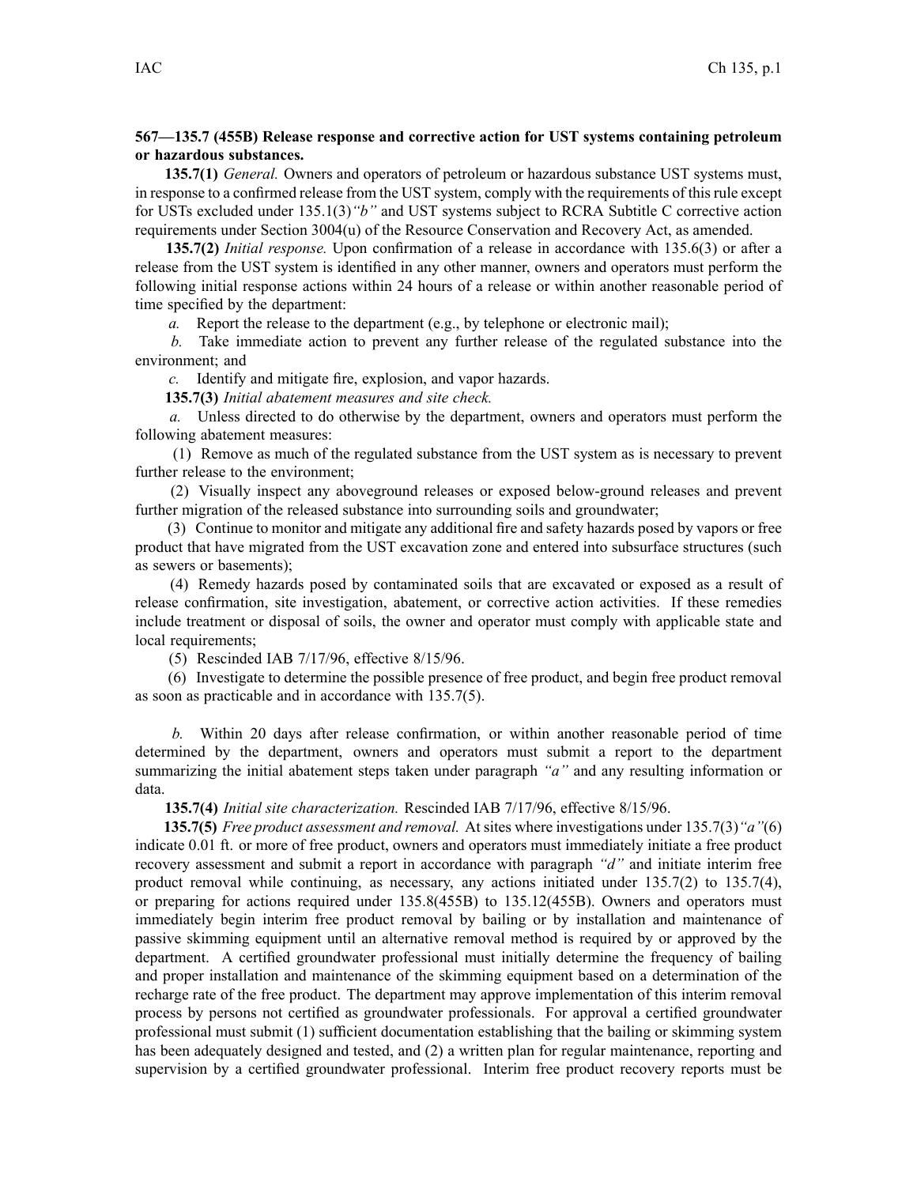**567—135.7 (455B) Release response and corrective action for UST systems containing petroleum or hazardous substances.**

**135.7(1)** *General.* Owners and operators of petroleum or hazardous substance UST systems must, in response to a confirmed release from the UST system, comply with the requirements of this rule except for USTs excluded under 135.1(3)*"b"* and UST systems subject to RCRA Subtitle C corrective action requirements under Section 3004(u) of the Resource Conservation and Recovery Act, as amended.

**135.7(2)** *Initial response.* Upon confirmation of a release in accordance with 135.6(3) or after a release from the UST system is identified in any other manner, owners and operators must perform the following initial response actions within 24 hours of a release or within another reasonable period of time specified by the department:

*a.* Report the release to the department (e.g., by telephone or electronic mail);

*b.* Take immediate action to prevent any further release of the regulated substance into the environment; and

*c.* Identify and mitigate fire, explosion, and vapor hazards.

**135.7(3)** *Initial abatement measures and site check.*

*a.* Unless directed to do otherwise by the department, owners and operators must perform the following abatement measures:

(1) Remove as much of the regulated substance from the UST system as is necessary to prevent further release to the environment;

(2) Visually inspect any aboveground releases or exposed below-ground releases and prevent further migration of the released substance into surrounding soils and groundwater;

(3) Continue to monitor and mitigate any additional fire and safety hazards posed by vapors or free product that have migrated from the UST excavation zone and entered into subsurface structures (such as sewers or basements);

(4) Remedy hazards posed by contaminated soils that are excavated or exposed as a result of release confirmation, site investigation, abatement, or corrective action activities. If these remedies include treatment or disposal of soils, the owner and operator must comply with applicable state and local requirements;

(5) Rescinded IAB 7/17/96, effective 8/15/96.

(6) Investigate to determine the possible presence of free product, and begin free product removal as soon as practicable and in accordance with 135.7(5).

*b.* Within 20 days after release confirmation, or within another reasonable period of time determined by the department, owners and operators must submit a report to the department summarizing the initial abatement steps taken under paragraph *"a"* and any resulting information or data.

**135.7(4)** *Initial site characterization.* Rescinded IAB 7/17/96, effective 8/15/96.

**135.7(5)** *Free product assessment and removal.* At sites where investigations under 135.7(3)*"a"*(6) indicate 0.01 ft. or more of free product, owners and operators must immediately initiate a free product recovery assessment and submit a report in accordance with paragraph *"d"* and initiate interim free product removal while continuing, as necessary, any actions initiated under 135.7(2) to 135.7(4), or preparing for actions required under 135.8(455B) to 135.12(455B). Owners and operators must immediately begin interim free product removal by bailing or by installation and maintenance of passive skimming equipment until an alternative removal method is required by or approved by the department. A certified groundwater professional must initially determine the frequency of bailing and proper installation and maintenance of the skimming equipment based on a determination of the recharge rate of the free product. The department may approve implementation of this interim removal process by persons not certified as groundwater professionals. For approval a certified groundwater professional must submit (1) sufficient documentation establishing that the bailing or skimming system has been adequately designed and tested, and (2) a written plan for regular maintenance, reporting and supervision by a certified groundwater professional. Interim free product recovery reports must be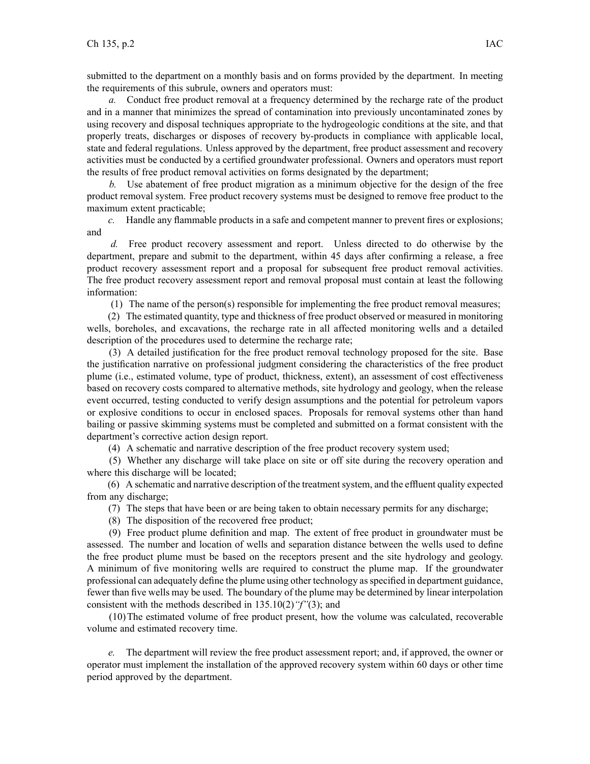submitted to the department on a monthly basis and on forms provided by the department. In meeting the requirements of this subrule, owners and operators must:

*a.* Conduct free product removal at a frequency determined by the recharge rate of the product and in a manner that minimizes the spread of contamination into previously uncontaminated zones by using recovery and disposal techniques appropriate to the hydrogeologic conditions at the site, and that properly treats, discharges or disposes of recovery by-products in compliance with applicable local, state and federal regulations. Unless approved by the department, free product assessment and recovery activities must be conducted by a certified groundwater professional. Owners and operators must report the results of free product removal activities on forms designated by the department;

*b.* Use abatement of free product migration as a minimum objective for the design of the free product removal system. Free product recovery systems must be designed to remove free product to the maximum extent practicable;

*c.* Handle any flammable products in a safe and competent manner to prevent fires or explosions; and

*d.* Free product recovery assessment and report. Unless directed to do otherwise by the department, prepare and submit to the department, within 45 days after confirming a release, a free product recovery assessment report and a proposal for subsequent free product removal activities. The free product recovery assessment report and removal proposal must contain at least the following information:

(1) The name of the person(s) responsible for implementing the free product removal measures;

(2) The estimated quantity, type and thickness of free product observed or measured in monitoring wells, boreholes, and excavations, the recharge rate in all affected monitoring wells and a detailed description of the procedures used to determine the recharge rate;

(3) A detailed justification for the free product removal technology proposed for the site. Base the justification narrative on professional judgment considering the characteristics of the free product plume (i.e., estimated volume, type of product, thickness, extent), an assessment of cost effectiveness based on recovery costs compared to alternative methods, site hydrology and geology, when the release event occurred, testing conducted to verify design assumptions and the potential for petroleum vapors or explosive conditions to occur in enclosed spaces. Proposals for removal systems other than hand bailing or passive skimming systems must be completed and submitted on a format consistent with the department's corrective action design report.

(4) A schematic and narrative description of the free product recovery system used;

(5) Whether any discharge will take place on site or off site during the recovery operation and where this discharge will be located;

(6) A schematic and narrative description of the treatment system, and the effluent quality expected from any discharge;

(7) The steps that have been or are being taken to obtain necessary permits for any discharge;

(8) The disposition of the recovered free product;

(9) Free product plume definition and map. The extent of free product in groundwater must be assessed. The number and location of wells and separation distance between the wells used to define the free product plume must be based on the receptors present and the site hydrology and geology. A minimum of five monitoring wells are required to construct the plume map. If the groundwater professional can adequately define the plume using other technology as specified in department guidance, fewer than five wells may be used. The boundary of the plume may be determined by linear interpolation consistent with the methods described in 135.10(2)*"f"*(3); and

(10) The estimated volume of free product present, how the volume was calculated, recoverable volume and estimated recovery time.

*e.* The department will review the free product assessment report; and, if approved, the owner or operator must implement the installation of the approved recovery system within 60 days or other time period approved by the department.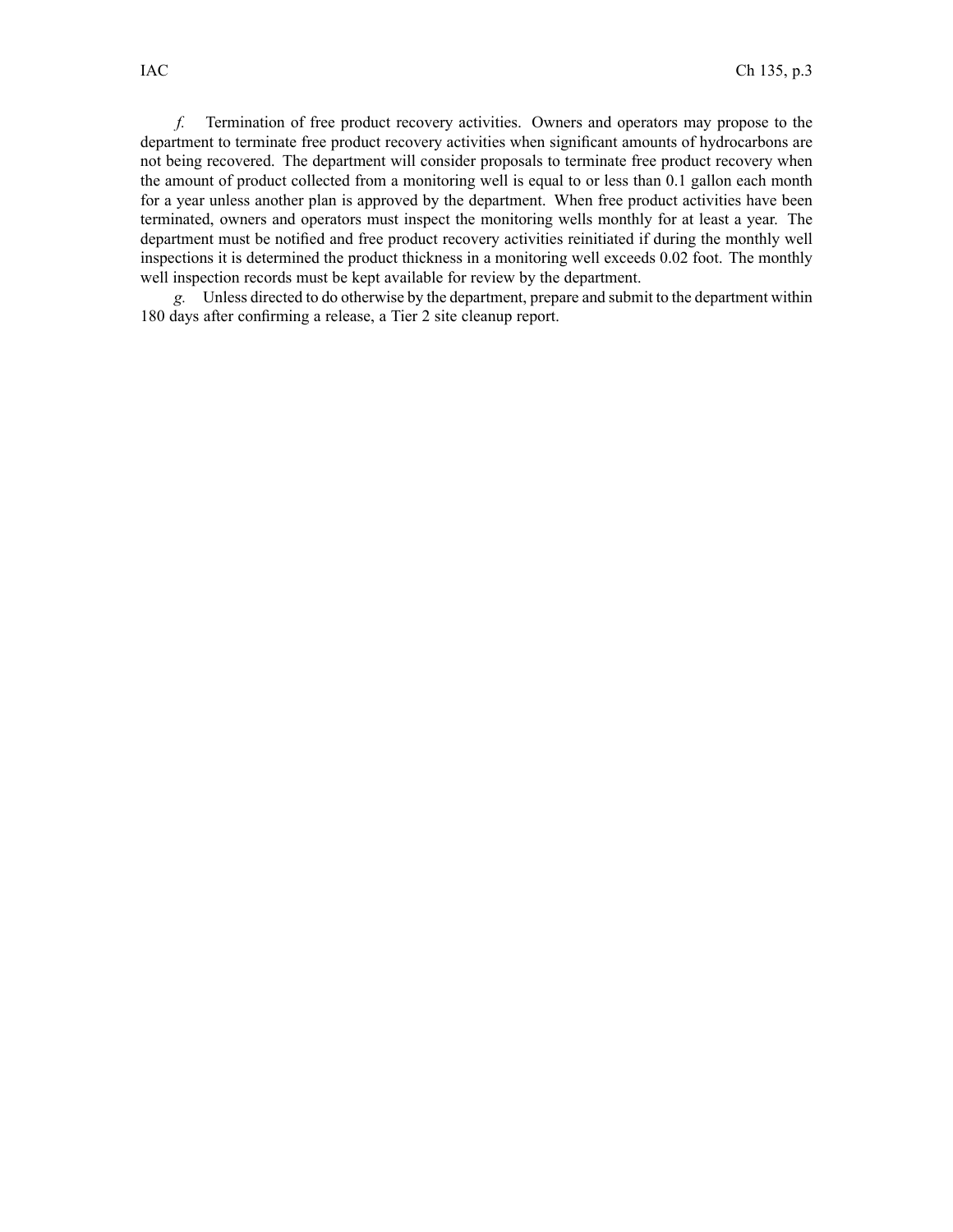*f.* Termination of free product recovery activities. Owners and operators may propose to the department to terminate free product recovery activities when significant amounts of hydrocarbons are not being recovered. The department will consider proposals to terminate free product recovery when the amount of product collected from a monitoring well is equal to or less than 0.1 gallon each month for a year unless another plan is approved by the department. When free product activities have been terminated, owners and operators must inspect the monitoring wells monthly for at least a year. The department must be notified and free product recovery activities reinitiated if during the monthly well inspections it is determined the product thickness in a monitoring well exceeds 0.02 foot. The monthly well inspection records must be kept available for review by the department.

*g.* Unless directed to do otherwise by the department, prepare and submit to the department within 180 days after confirming a release, a Tier 2 site cleanup report.